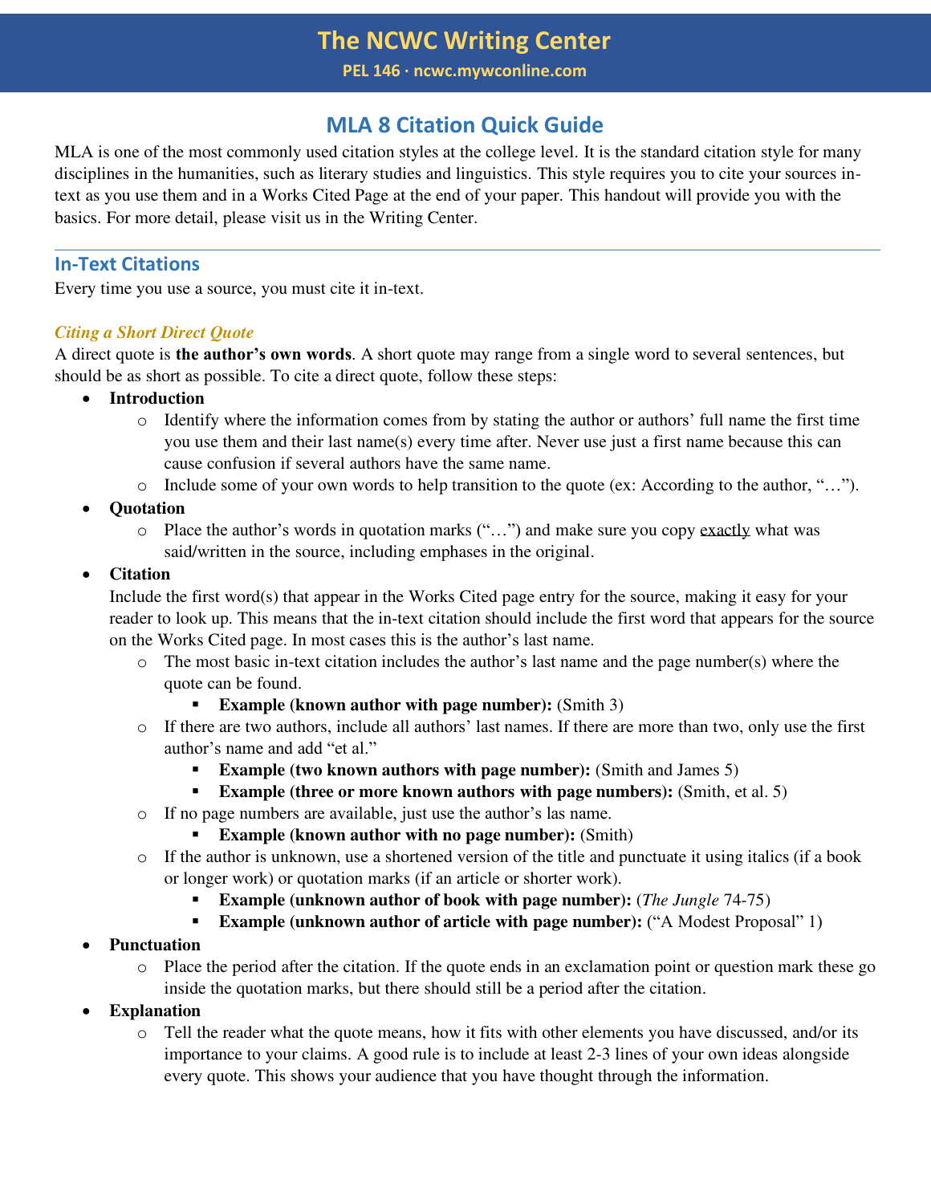# The NCWC Writing Center

**PEL 146 · ncwc.mywconline.com**

## MLA 8 Citation Quick Guide

MLA is one of the most commonly used citation styles at the college level. It is the standard citation style for many disciplines in the humanities, such as literary studies and linguistics. This style requires you to cite your sources in-text as you use them and in a Works Cited Page at the end of your paper. This handout will provide you with the basics. For more detail, please visit us in the Writing Center.

---

### In-Text Citations

Every time you use a source, you must cite it in-text.

#### *Citing a Short Direct Quote*

A direct quote is **the author's own words**. A short quote may range from a single word to several sentences, but should be as short as possible. To cite a direct quote, follow these steps:

- **Introduction**
  - Identify where the information comes from by stating the author or authors' full name the first time you use them and their last name(s) every time after. Never use just a first name because this can cause confusion if several authors have the same name.
  - Include some of your own words to help transition to the quote (ex: According to the author, "…").
- **Quotation**
  - Place the author's words in quotation marks ("…") and make sure you copy <u>exactly</u> what was said/written in the source, including emphases in the original.
- **Citation**

  Include the first word(s) that appear in the Works Cited page entry for the source, making it easy for your reader to look up. This means that the in-text citation should include the first word that appears for the source on the Works Cited page. In most cases this is the author's last name.
  - The most basic in-text citation includes the author's last name and the page number(s) where the quote can be found.
    - **Example (known author with page number):** (Smith 3)
  - If there are two authors, include all authors' last names. If there are more than two, only use the first author's name and add "et al."
    - **Example (two known authors with page number):** (Smith and James 5)
    - **Example (three or more known authors with page numbers):** (Smith, et al. 5)
  - If no page numbers are available, just use the author's las name.
    - **Example (known author with no page number):** (Smith)
  - If the author is unknown, use a shortened version of the title and punctuate it using italics (if a book or longer work) or quotation marks (if an article or shorter work).
    - **Example (unknown author of book with page number):** (*The Jungle* 74-75)
    - **Example (unknown author of article with page number):** ("A Modest Proposal" 1)
- **Punctuation**
  - Place the period after the citation. If the quote ends in an exclamation point or question mark these go inside the quotation marks, but there should still be a period after the citation.
- **Explanation**
  - Tell the reader what the quote means, how it fits with other elements you have discussed, and/or its importance to your claims. A good rule is to include at least 2-3 lines of your own ideas alongside every quote. This shows your audience that you have thought through the information.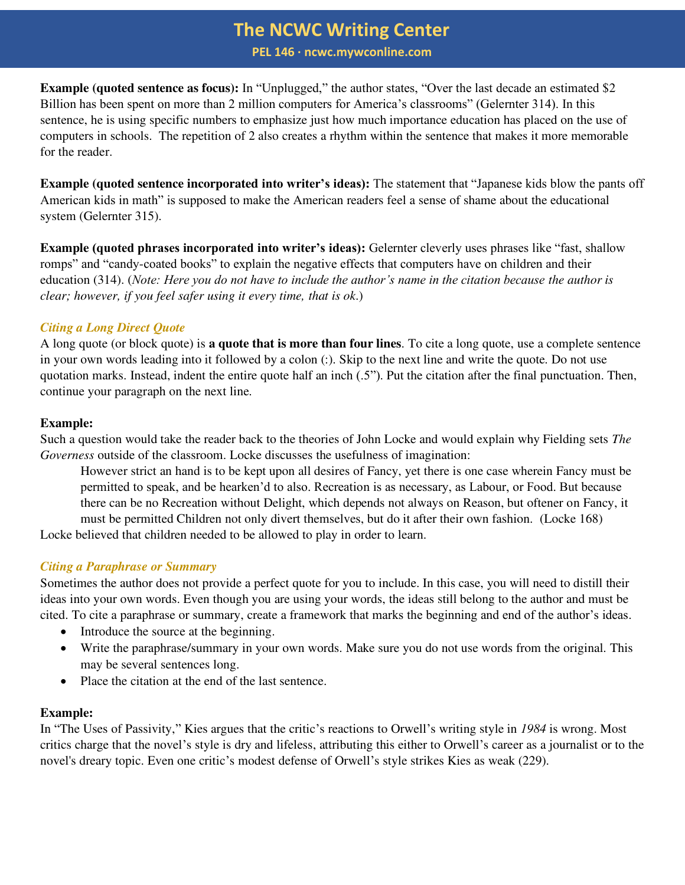**Example (quoted sentence as focus):** In "Unplugged," the author states, "Over the last decade an estimated $2 Billion has been spent on more than 2 million computers for America's classrooms" (Gelernter 314). In this sentence, he is using specific numbers to emphasize just how much importance education has placed on the use of computers in schools. The repetition of 2 also creates a rhythm within the sentence that makes it more memorable for the reader.

**Example (quoted sentence incorporated into writer's ideas):** The statement that "Japanese kids blow the pants off American kids in math" is supposed to make the American readers feel a sense of shame about the educational system (Gelernter 315).

**Example (quoted phrases incorporated into writer's ideas):** Gelernter cleverly uses phrases like "fast, shallow romps" and "candy-coated books" to explain the negative effects that computers have on children and their education (314). (*Note: Here you do not have to include the author's name in the citation because the author is clear; however, if you feel safer using it every time, that is ok.*)

### *Citing a Long Direct Quote*

A long quote (or block quote) is **a quote that is more than four lines**. To cite a long quote, use a complete sentence in your own words leading into it followed by a colon (:). Skip to the next line and write the quote. Do not use quotation marks. Instead, indent the entire quote half an inch (.5"). Put the citation after the final punctuation. Then, continue your paragraph on the next line.

**Example:**

Such a question would take the reader back to the theories of John Locke and would explain why Fielding sets *The Governess* outside of the classroom. Locke discusses the usefulness of imagination:

> However strict an hand is to be kept upon all desires of Fancy, yet there is one case wherein Fancy must be permitted to speak, and be hearken'd to also. Recreation is as necessary, as Labour, or Food. But because there can be no Recreation without Delight, which depends not always on Reason, but oftener on Fancy, it must be permitted Children not only divert themselves, but do it after their own fashion. (Locke 168)

Locke believed that children needed to be allowed to play in order to learn.

### *Citing a Paraphrase or Summary*

Sometimes the author does not provide a perfect quote for you to include. In this case, you will need to distill their ideas into your own words. Even though you are using your words, the ideas still belong to the author and must be cited. To cite a paraphrase or summary, create a framework that marks the beginning and end of the author's ideas.

- Introduce the source at the beginning.
- Write the paraphrase/summary in your own words. Make sure you do not use words from the original. This may be several sentences long.
- Place the citation at the end of the last sentence.

**Example:**

In "The Uses of Passivity," Kies argues that the critic's reactions to Orwell's writing style in *1984* is wrong. Most critics charge that the novel's style is dry and lifeless, attributing this either to Orwell's career as a journalist or to the novel's dreary topic. Even one critic's modest defense of Orwell's style strikes Kies as weak (229).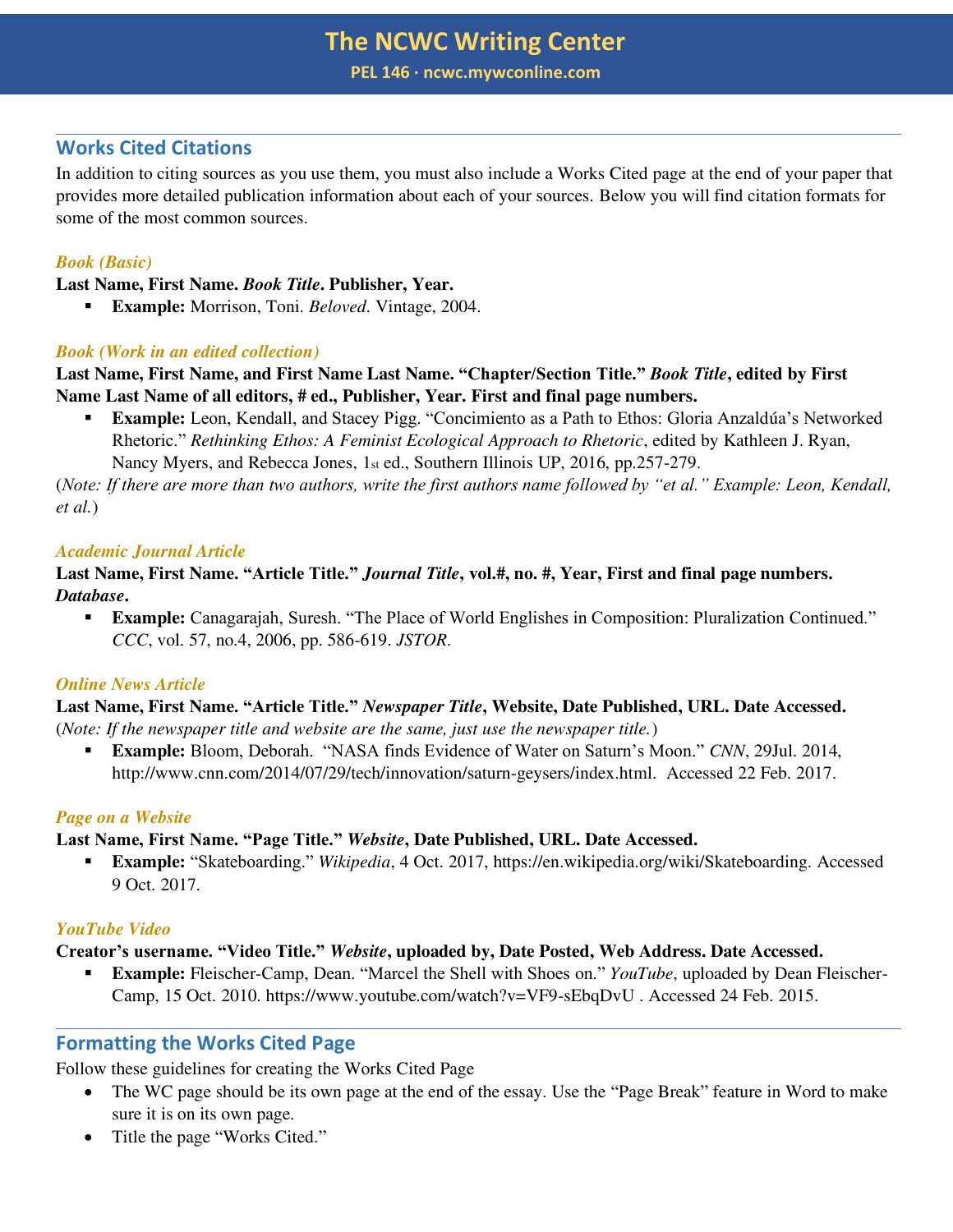# The NCWC Writing Center

**PEL 146 · ncwc.mywconline.com**

## Works Cited Citations

In addition to citing sources as you use them, you must also include a Works Cited page at the end of your paper that provides more detailed publication information about each of your sources. Below you will find citation formats for some of the most common sources.

### *Book (Basic)*

**Last Name, First Name. *Book Title*. Publisher, Year.**

- **Example:** Morrison, Toni. *Beloved*. Vintage, 2004.

### *Book (Work in an edited collection)*

**Last Name, First Name, and First Name Last Name. "Chapter/Section Title." *Book Title*, edited by First Name Last Name of all editors, # ed., Publisher, Year. First and final page numbers.**

- **Example:** Leon, Kendall, and Stacey Pigg. "Concimiento as a Path to Ethos: Gloria Anzaldúa's Networked Rhetoric." *Rethinking Ethos: A Feminist Ecological Approach to Rhetoric*, edited by Kathleen J. Ryan, Nancy Myers, and Rebecca Jones, 1st ed., Southern Illinois UP, 2016, pp.257-279.

(*Note: If there are more than two authors, write the first authors name followed by "et al." Example: Leon, Kendall, et al.*)

### *Academic Journal Article*

**Last Name, First Name. "Article Title." *Journal Title*, vol.#, no. #, Year, First and final page numbers. *Database*.**

- **Example:** Canagarajah, Suresh. "The Place of World Englishes in Composition: Pluralization Continued." *CCC*, vol. 57, no.4, 2006, pp. 586-619. *JSTOR*.

### *Online News Article*

**Last Name, First Name. "Article Title." *Newspaper Title*, Website, Date Published, URL. Date Accessed.**

(*Note: If the newspaper title and website are the same, just use the newspaper title.*)

- **Example:** Bloom, Deborah. "NASA finds Evidence of Water on Saturn's Moon." *CNN*, 29Jul. 2014, http://www.cnn.com/2014/07/29/tech/innovation/saturn-geysers/index.html. Accessed 22 Feb. 2017.

### *Page on a Website*

**Last Name, First Name. "Page Title." *Website*, Date Published, URL. Date Accessed.**

- **Example:** "Skateboarding." *Wikipedia*, 4 Oct. 2017, https://en.wikipedia.org/wiki/Skateboarding. Accessed 9 Oct. 2017.

### *YouTube Video*

**Creator's username. "Video Title." *Website*, uploaded by, Date Posted, Web Address. Date Accessed.**

- **Example:** Fleischer-Camp, Dean. "Marcel the Shell with Shoes on." *YouTube*, uploaded by Dean Fleischer-Camp, 15 Oct. 2010. https://www.youtube.com/watch?v=VF9-sEbqDvU . Accessed 24 Feb. 2015.

## Formatting the Works Cited Page

Follow these guidelines for creating the Works Cited Page

- The WC page should be its own page at the end of the essay. Use the "Page Break" feature in Word to make sure it is on its own page.
- Title the page "Works Cited."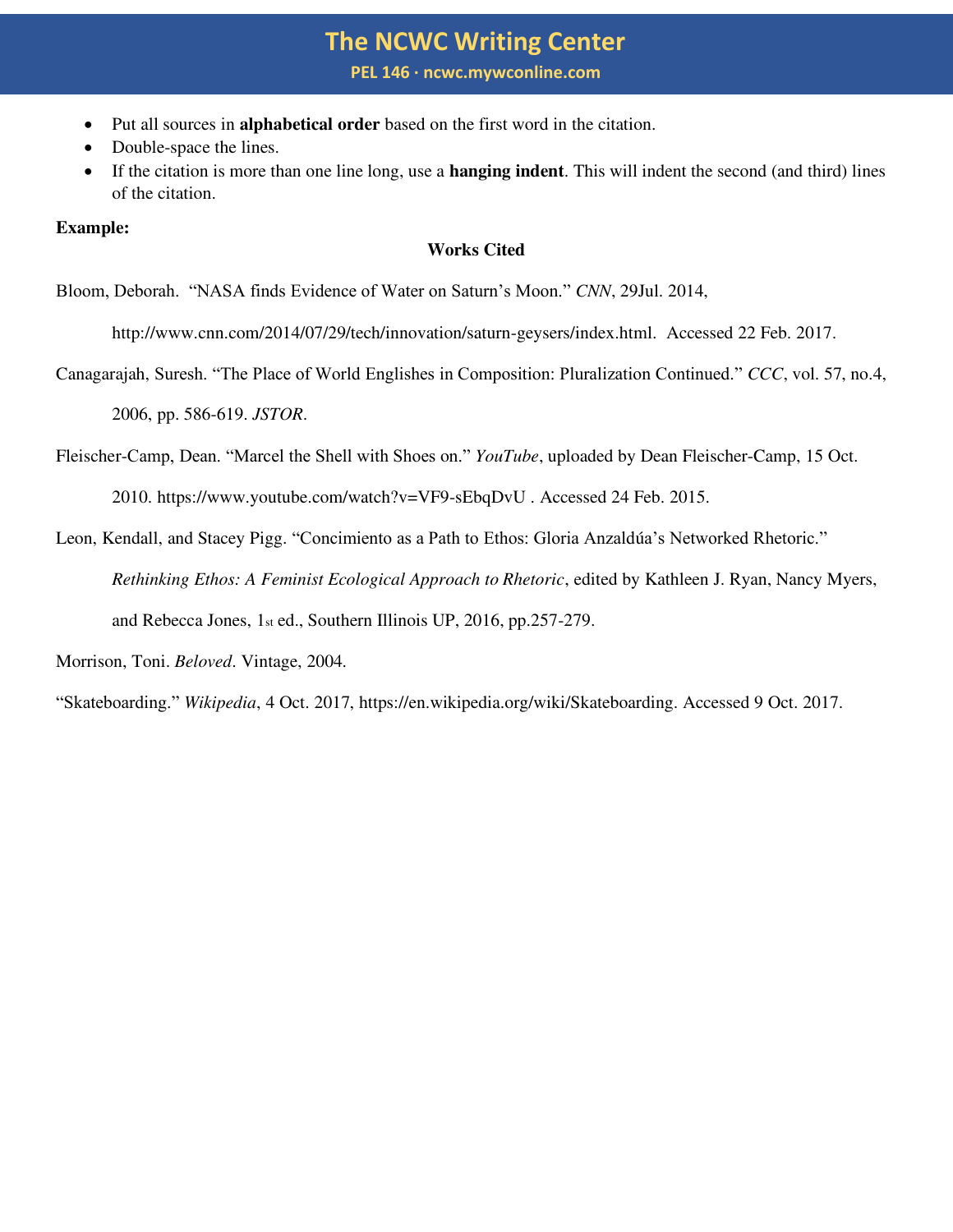- Put all sources in **alphabetical order** based on the first word in the citation.
- Double-space the lines.
- If the citation is more than one line long, use a **hanging indent**. This will indent the second (and third) lines of the citation.

**Example:**

**Works Cited**

Bloom, Deborah. "NASA finds Evidence of Water on Saturn's Moon." *CNN*, 29Jul. 2014, http://www.cnn.com/2014/07/29/tech/innovation/saturn-geysers/index.html. Accessed 22 Feb. 2017.

Canagarajah, Suresh. "The Place of World Englishes in Composition: Pluralization Continued." *CCC*, vol. 57, no.4, 2006, pp. 586-619. *JSTOR*.

Fleischer-Camp, Dean. "Marcel the Shell with Shoes on." *YouTube*, uploaded by Dean Fleischer-Camp, 15 Oct. 2010. https://www.youtube.com/watch?v=VF9-sEbqDvU . Accessed 24 Feb. 2015.

Leon, Kendall, and Stacey Pigg. "Concimiento as a Path to Ethos: Gloria Anzaldúa's Networked Rhetoric." *Rethinking Ethos: A Feminist Ecological Approach to Rhetoric*, edited by Kathleen J. Ryan, Nancy Myers, and Rebecca Jones, 1st ed., Southern Illinois UP, 2016, pp.257-279.

Morrison, Toni. *Beloved*. Vintage, 2004.

"Skateboarding." *Wikipedia*, 4 Oct. 2017, https://en.wikipedia.org/wiki/Skateboarding. Accessed 9 Oct. 2017.